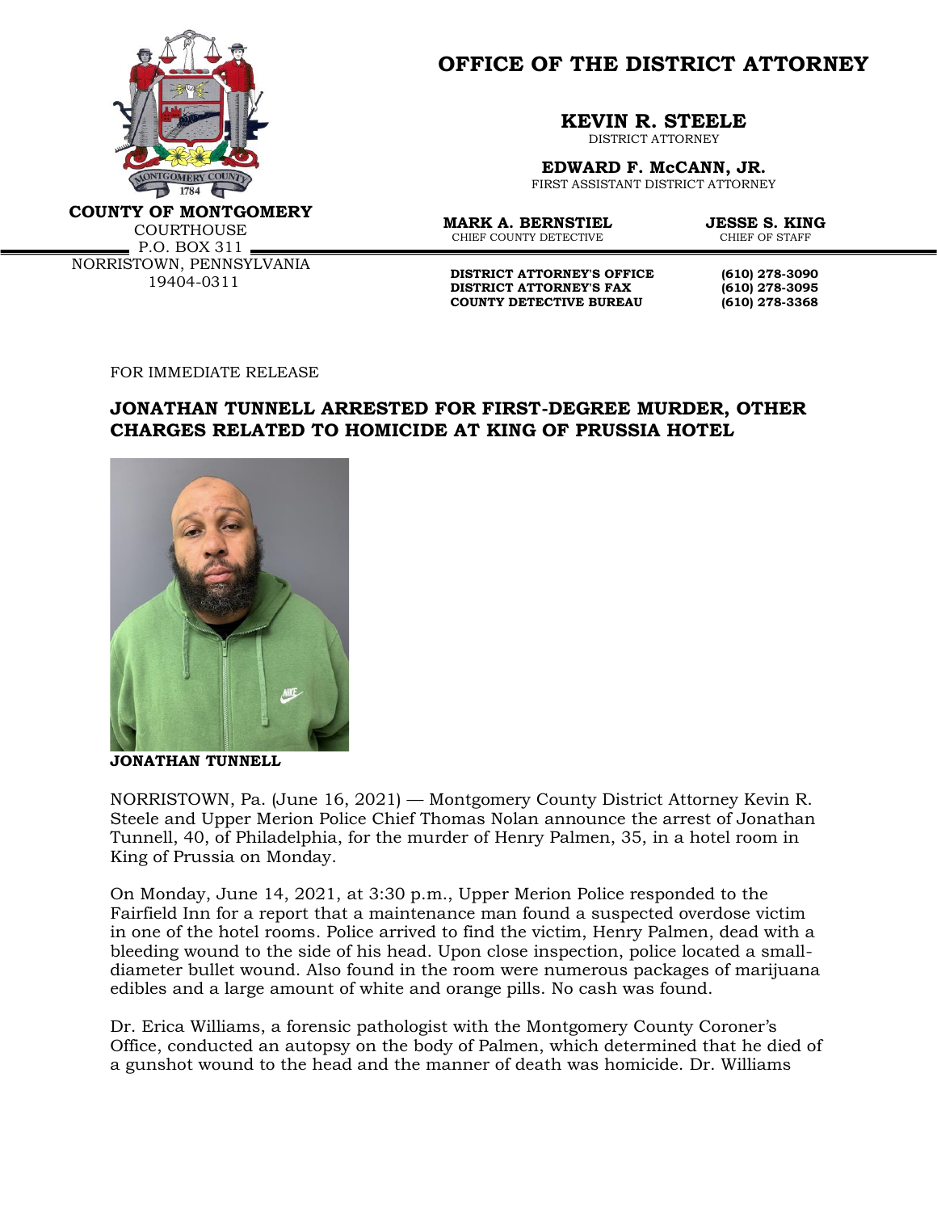**OFFICE OF THE DISTRICT ATTORNEY**

**KEVIN R. STEELE**
DISTRICT ATTORNEY

**EDWARD F. McCANN, JR.**
FIRST ASSISTANT DISTRICT ATTORNEY

**MARK A. BERNSTIEL**
CHIEF COUNTY DETECTIVE

**JESSE S. KING**
CHIEF OF STAFF

**COUNTY OF MONTGOMERY**
COURTHOUSE
P.O. BOX 311
NORRISTOWN, PENNSYLVANIA
19404-0311

| | |
|---|---|
| **DISTRICT ATTORNEY'S OFFICE** | **(610) 278-3090** |
| **DISTRICT ATTORNEY'S FAX** | **(610) 278-3095** |
| **COUNTY DETECTIVE BUREAU** | **(610) 278-3368** |

FOR IMMEDIATE RELEASE

## JONATHAN TUNNELL ARRESTED FOR FIRST-DEGREE MURDER, OTHER CHARGES RELATED TO HOMICIDE AT KING OF PRUSSIA HOTEL

**JONATHAN TUNNELL**

NORRISTOWN, Pa. (June 16, 2021) — Montgomery County District Attorney Kevin R. Steele and Upper Merion Police Chief Thomas Nolan announce the arrest of Jonathan Tunnell, 40, of Philadelphia, for the murder of Henry Palmen, 35, in a hotel room in King of Prussia on Monday.

On Monday, June 14, 2021, at 3:30 p.m., Upper Merion Police responded to the Fairfield Inn for a report that a maintenance man found a suspected overdose victim in one of the hotel rooms. Police arrived to find the victim, Henry Palmen, dead with a bleeding wound to the side of his head. Upon close inspection, police located a small-diameter bullet wound. Also found in the room were numerous packages of marijuana edibles and a large amount of white and orange pills. No cash was found.

Dr. Erica Williams, a forensic pathologist with the Montgomery County Coroner's Office, conducted an autopsy on the body of Palmen, which determined that he died of a gunshot wound to the head and the manner of death was homicide. Dr. Williams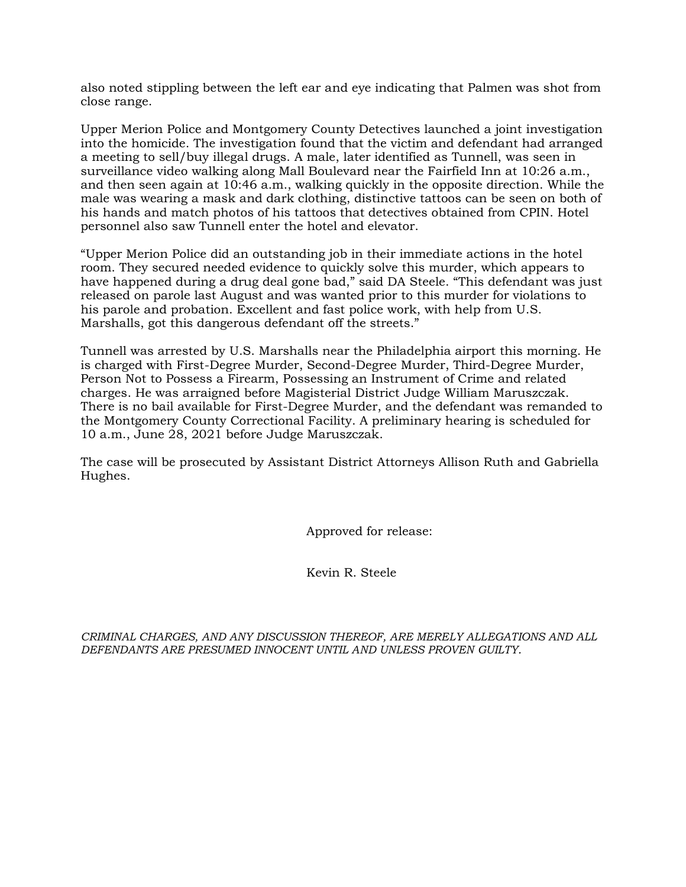also noted stippling between the left ear and eye indicating that Palmen was shot from close range.

Upper Merion Police and Montgomery County Detectives launched a joint investigation into the homicide. The investigation found that the victim and defendant had arranged a meeting to sell/buy illegal drugs. A male, later identified as Tunnell, was seen in surveillance video walking along Mall Boulevard near the Fairfield Inn at 10:26 a.m., and then seen again at 10:46 a.m., walking quickly in the opposite direction. While the male was wearing a mask and dark clothing, distinctive tattoos can be seen on both of his hands and match photos of his tattoos that detectives obtained from CPIN. Hotel personnel also saw Tunnell enter the hotel and elevator.

"Upper Merion Police did an outstanding job in their immediate actions in the hotel room. They secured needed evidence to quickly solve this murder, which appears to have happened during a drug deal gone bad," said DA Steele. "This defendant was just released on parole last August and was wanted prior to this murder for violations to his parole and probation. Excellent and fast police work, with help from U.S. Marshalls, got this dangerous defendant off the streets."

Tunnell was arrested by U.S. Marshalls near the Philadelphia airport this morning. He is charged with First-Degree Murder, Second-Degree Murder, Third-Degree Murder, Person Not to Possess a Firearm, Possessing an Instrument of Crime and related charges. He was arraigned before Magisterial District Judge William Maruszczak. There is no bail available for First-Degree Murder, and the defendant was remanded to the Montgomery County Correctional Facility. A preliminary hearing is scheduled for 10 a.m., June 28, 2021 before Judge Maruszczak.

The case will be prosecuted by Assistant District Attorneys Allison Ruth and Gabriella Hughes.

Approved for release:

Kevin R. Steele

*CRIMINAL CHARGES, AND ANY DISCUSSION THEREOF, ARE MERELY ALLEGATIONS AND ALL DEFENDANTS ARE PRESUMED INNOCENT UNTIL AND UNLESS PROVEN GUILTY.*